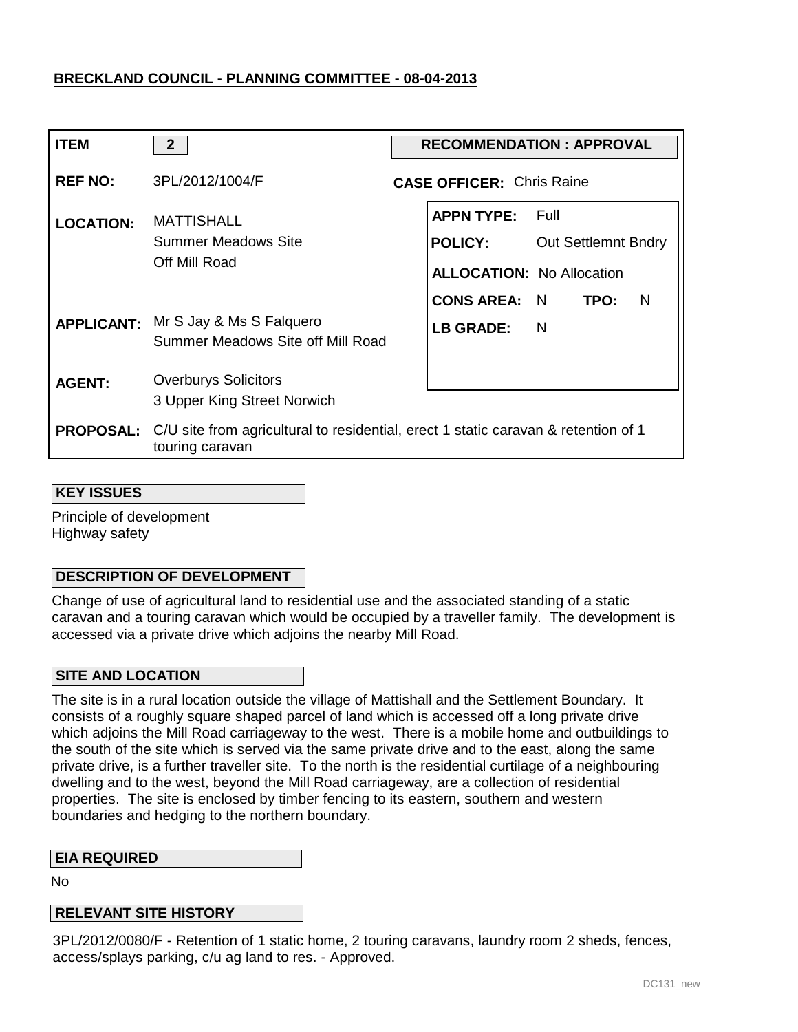**BRECKLAND COUNCIL - PLANNING COMMITTEE - 08-04-2013**

| | | | |
|---|---|---|---|
| **ITEM** | 2 | **RECOMMENDATION : APPROVAL** | |
| **REF NO:** | 3PL/2012/1004/F | **CASE OFFICER:** Chris Raine | |
| **LOCATION:** | MATTISHALL<br>Summer Meadows Site<br>Off Mill Road | **APPN TYPE:** | Full |
| | | **POLICY:** | Out Settlemnt Bndry |
| | | **ALLOCATION:** | No Allocation |
| | | **CONS AREA:** | N **TPO:** N |
| **APPLICANT:** | Mr S Jay & Ms S Falquero<br>Summer Meadows Site off Mill Road | **LB GRADE:** | N |
| **AGENT:** | Overburys Solicitors<br>3 Upper King Street Norwich | | |
| **PROPOSAL:** | C/U site from agricultural to residential, erect 1 static caravan & retention of 1 touring caravan | | |

## KEY ISSUES

Principle of development
Highway safety

## DESCRIPTION OF DEVELOPMENT

Change of use of agricultural land to residential use and the associated standing of a static caravan and a touring caravan which would be occupied by a traveller family. The development is accessed via a private drive which adjoins the nearby Mill Road.

## SITE AND LOCATION

The site is in a rural location outside the village of Mattishall and the Settlement Boundary. It consists of a roughly square shaped parcel of land which is accessed off a long private drive which adjoins the Mill Road carriageway to the west. There is a mobile home and outbuildings to the south of the site which is served via the same private drive and to the east, along the same private drive, is a further traveller site. To the north is the residential curtilage of a neighbouring dwelling and to the west, beyond the Mill Road carriageway, are a collection of residential properties. The site is enclosed by timber fencing to its eastern, southern and western boundaries and hedging to the northern boundary.

## EIA REQUIRED

No

## RELEVANT SITE HISTORY

3PL/2012/0080/F - Retention of 1 static home, 2 touring caravans, laundry room 2 sheds, fences, access/splays parking, c/u ag land to res. - Approved.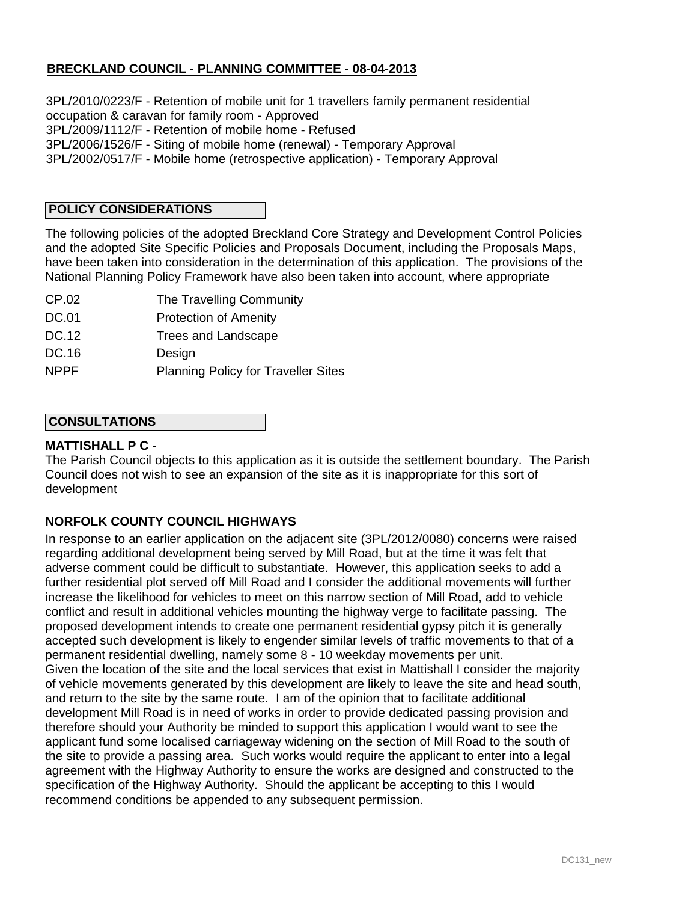**BRECKLAND COUNCIL - PLANNING COMMITTEE - 08-04-2013**

3PL/2010/0223/F - Retention of mobile unit for 1 travellers family permanent residential occupation & caravan for family room - Approved
3PL/2009/1112/F - Retention of mobile home - Refused
3PL/2006/1526/F - Siting of mobile home (renewal) - Temporary Approval
3PL/2002/0517/F - Mobile home (retrospective application) - Temporary Approval

## POLICY CONSIDERATIONS

The following policies of the adopted Breckland Core Strategy and Development Control Policies and the adopted Site Specific Policies and Proposals Document, including the Proposals Maps, have been taken into consideration in the determination of this application. The provisions of the National Planning Policy Framework have also been taken into account, where appropriate

| | |
|---|---|
| CP.02 | The Travelling Community |
| DC.01 | Protection of Amenity |
| DC.12 | Trees and Landscape |
| DC.16 | Design |
| NPPF | Planning Policy for Traveller Sites |

## CONSULTATIONS

**MATTISHALL P C -**
The Parish Council objects to this application as it is outside the settlement boundary. The Parish Council does not wish to see an expansion of the site as it is inappropriate for this sort of development

**NORFOLK COUNTY COUNCIL HIGHWAYS**
In response to an earlier application on the adjacent site (3PL/2012/0080) concerns were raised regarding additional development being served by Mill Road, but at the time it was felt that adverse comment could be difficult to substantiate. However, this application seeks to add a further residential plot served off Mill Road and I consider the additional movements will further increase the likelihood for vehicles to meet on this narrow section of Mill Road, add to vehicle conflict and result in additional vehicles mounting the highway verge to facilitate passing. The proposed development intends to create one permanent residential gypsy pitch it is generally accepted such development is likely to engender similar levels of traffic movements to that of a permanent residential dwelling, namely some 8 - 10 weekday movements per unit.
Given the location of the site and the local services that exist in Mattishall I consider the majority of vehicle movements generated by this development are likely to leave the site and head south, and return to the site by the same route. I am of the opinion that to facilitate additional development Mill Road is in need of works in order to provide dedicated passing provision and therefore should your Authority be minded to support this application I would want to see the applicant fund some localised carriageway widening on the section of Mill Road to the south of the site to provide a passing area. Such works would require the applicant to enter into a legal agreement with the Highway Authority to ensure the works are designed and constructed to the specification of the Highway Authority. Should the applicant be accepting to this I would recommend conditions be appended to any subsequent permission.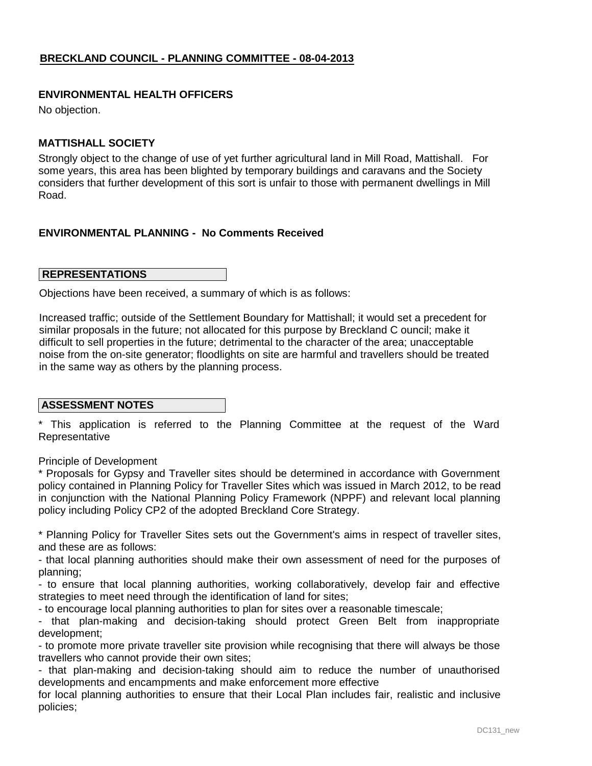## BRECKLAND COUNCIL - PLANNING COMMITTEE - 08-04-2013

### ENVIRONMENTAL HEALTH OFFICERS

No objection.

### MATTISHALL SOCIETY

Strongly object to the change of use of yet further agricultural land in Mill Road, Mattishall. For some years, this area has been blighted by temporary buildings and caravans and the Society considers that further development of this sort is unfair to those with permanent dwellings in Mill Road.

### ENVIRONMENTAL PLANNING - No Comments Received

### REPRESENTATIONS

Objections have been received, a summary of which is as follows:

Increased traffic; outside of the Settlement Boundary for Mattishall; it would set a precedent for similar proposals in the future; not allocated for this purpose by Breckland C ouncil; make it difficult to sell properties in the future; detrimental to the character of the area; unacceptable noise from the on-site generator; floodlights on site are harmful and travellers should be treated in the same way as others by the planning process.

### ASSESSMENT NOTES

* This application is referred to the Planning Committee at the request of the Ward Representative

Principle of Development

* Proposals for Gypsy and Traveller sites should be determined in accordance with Government policy contained in Planning Policy for Traveller Sites which was issued in March 2012, to be read in conjunction with the National Planning Policy Framework (NPPF) and relevant local planning policy including Policy CP2 of the adopted Breckland Core Strategy.

* Planning Policy for Traveller Sites sets out the Government's aims in respect of traveller sites, and these are as follows:

- that local planning authorities should make their own assessment of need for the purposes of planning;
- to ensure that local planning authorities, working collaboratively, develop fair and effective strategies to meet need through the identification of land for sites;
- to encourage local planning authorities to plan for sites over a reasonable timescale;
- that plan-making and decision-taking should protect Green Belt from inappropriate development;
- to promote more private traveller site provision while recognising that there will always be those travellers who cannot provide their own sites;
- that plan-making and decision-taking should aim to reduce the number of unauthorised developments and encampments and make enforcement more effective

for local planning authorities to ensure that their Local Plan includes fair, realistic and inclusive policies;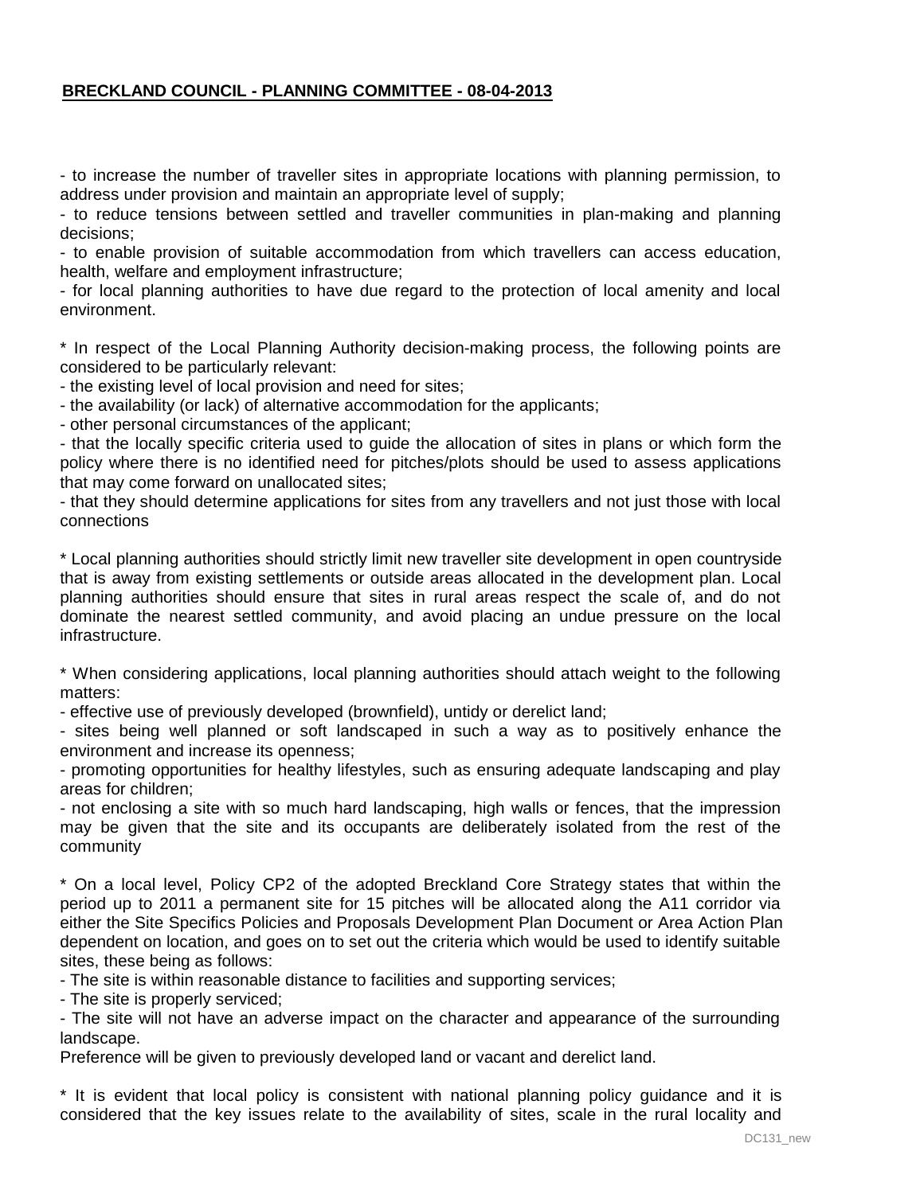- to increase the number of traveller sites in appropriate locations with planning permission, to address under provision and maintain an appropriate level of supply;
- to reduce tensions between settled and traveller communities in plan-making and planning decisions;
- to enable provision of suitable accommodation from which travellers can access education, health, welfare and employment infrastructure;
- for local planning authorities to have due regard to the protection of local amenity and local environment.

* In respect of the Local Planning Authority decision-making process, the following points are considered to be particularly relevant:
- the existing level of local provision and need for sites;
- the availability (or lack) of alternative accommodation for the applicants;
- other personal circumstances of the applicant;
- that the locally specific criteria used to guide the allocation of sites in plans or which form the policy where there is no identified need for pitches/plots should be used to assess applications that may come forward on unallocated sites;
- that they should determine applications for sites from any travellers and not just those with local connections

* Local planning authorities should strictly limit new traveller site development in open countryside that is away from existing settlements or outside areas allocated in the development plan. Local planning authorities should ensure that sites in rural areas respect the scale of, and do not dominate the nearest settled community, and avoid placing an undue pressure on the local infrastructure.

* When considering applications, local planning authorities should attach weight to the following matters:
- effective use of previously developed (brownfield), untidy or derelict land;
- sites being well planned or soft landscaped in such a way as to positively enhance the environment and increase its openness;
- promoting opportunities for healthy lifestyles, such as ensuring adequate landscaping and play areas for children;
- not enclosing a site with so much hard landscaping, high walls or fences, that the impression may be given that the site and its occupants are deliberately isolated from the rest of the community

* On a local level, Policy CP2 of the adopted Breckland Core Strategy states that within the period up to 2011 a permanent site for 15 pitches will be allocated along the A11 corridor via either the Site Specifics Policies and Proposals Development Plan Document or Area Action Plan dependent on location, and goes on to set out the criteria which would be used to identify suitable sites, these being as follows:
- The site is within reasonable distance to facilities and supporting services;
- The site is properly serviced;
- The site will not have an adverse impact on the character and appearance of the surrounding landscape.

Preference will be given to previously developed land or vacant and derelict land.

* It is evident that local policy is consistent with national planning policy guidance and it is considered that the key issues relate to the availability of sites, scale in the rural locality and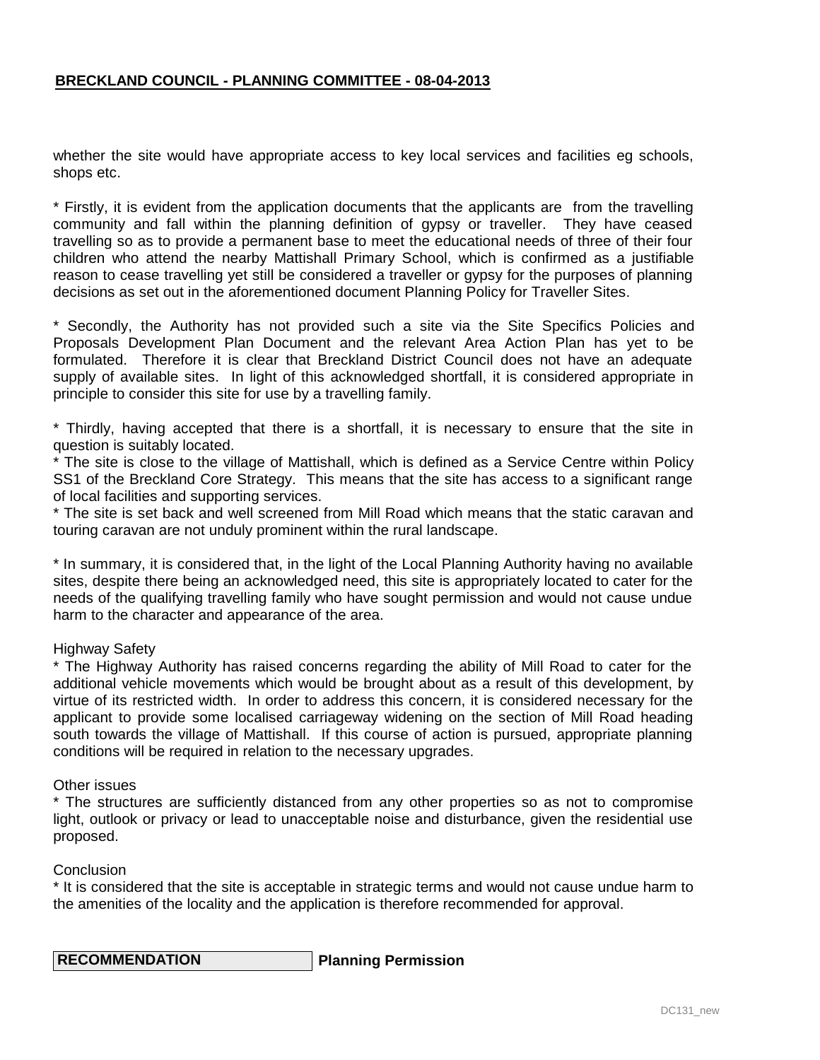whether the site would have appropriate access to key local services and facilities eg schools, shops etc.

* Firstly, it is evident from the application documents that the applicants are from the travelling community and fall within the planning definition of gypsy or traveller. They have ceased travelling so as to provide a permanent base to meet the educational needs of three of their four children who attend the nearby Mattishall Primary School, which is confirmed as a justifiable reason to cease travelling yet still be considered a traveller or gypsy for the purposes of planning decisions as set out in the aforementioned document Planning Policy for Traveller Sites.

* Secondly, the Authority has not provided such a site via the Site Specifics Policies and Proposals Development Plan Document and the relevant Area Action Plan has yet to be formulated. Therefore it is clear that Breckland District Council does not have an adequate supply of available sites. In light of this acknowledged shortfall, it is considered appropriate in principle to consider this site for use by a travelling family.

* Thirdly, having accepted that there is a shortfall, it is necessary to ensure that the site in question is suitably located.
* The site is close to the village of Mattishall, which is defined as a Service Centre within Policy SS1 of the Breckland Core Strategy. This means that the site has access to a significant range of local facilities and supporting services.
* The site is set back and well screened from Mill Road which means that the static caravan and touring caravan are not unduly prominent within the rural landscape.

* In summary, it is considered that, in the light of the Local Planning Authority having no available sites, despite there being an acknowledged need, this site is appropriately located to cater for the needs of the qualifying travelling family who have sought permission and would not cause undue harm to the character and appearance of the area.

Highway Safety
* The Highway Authority has raised concerns regarding the ability of Mill Road to cater for the additional vehicle movements which would be brought about as a result of this development, by virtue of its restricted width. In order to address this concern, it is considered necessary for the applicant to provide some localised carriageway widening on the section of Mill Road heading south towards the village of Mattishall. If this course of action is pursued, appropriate planning conditions will be required in relation to the necessary upgrades.

Other issues
* The structures are sufficiently distanced from any other properties so as not to compromise light, outlook or privacy or lead to unacceptable noise and disturbance, given the residential use proposed.

Conclusion
* It is considered that the site is acceptable in strategic terms and would not cause undue harm to the amenities of the locality and the application is therefore recommended for approval.

| RECOMMENDATION | Planning Permission |
| --- | --- |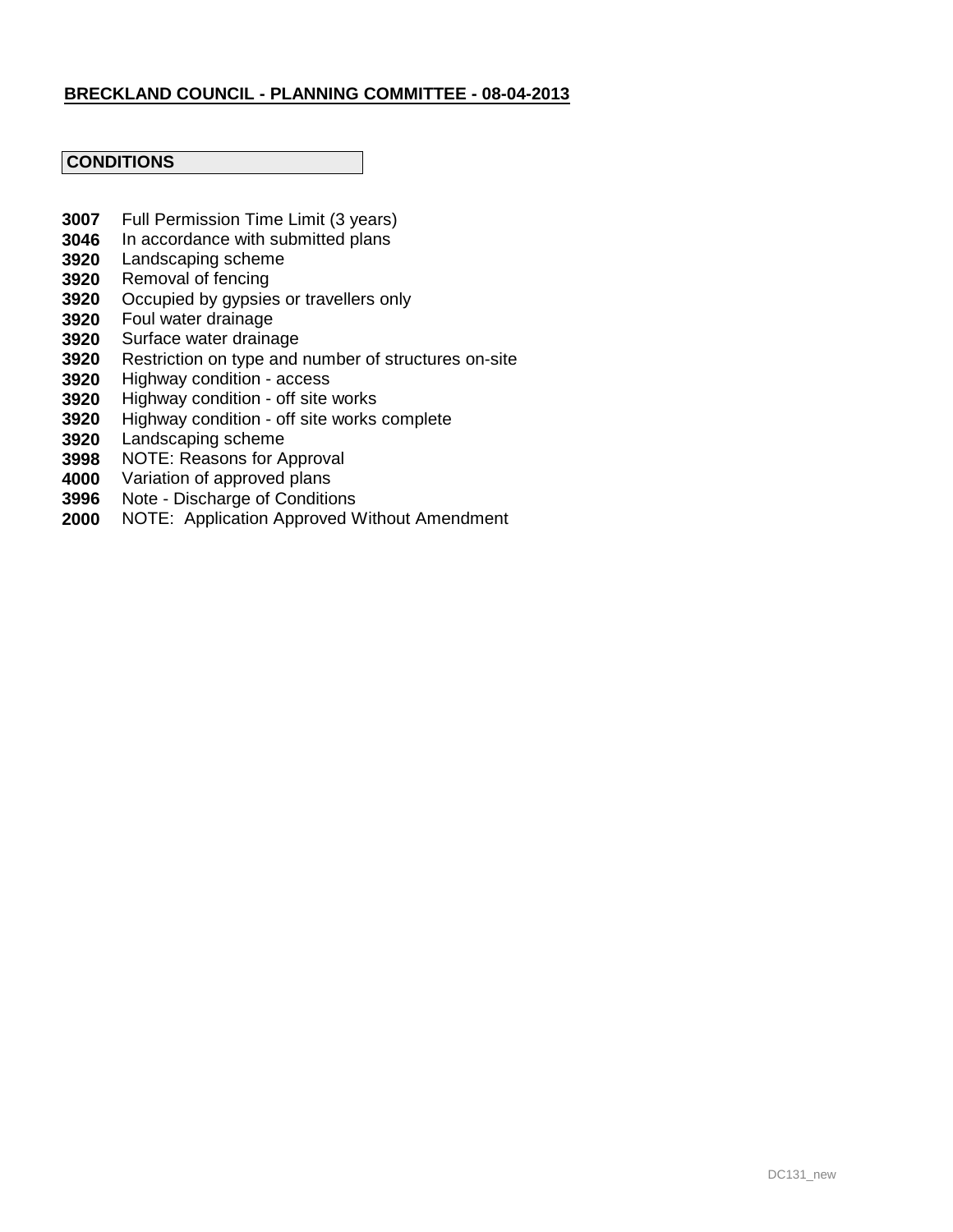**BRECKLAND COUNCIL - PLANNING COMMITTEE - 08-04-2013**

**CONDITIONS**

**3007** Full Permission Time Limit (3 years)
**3046** In accordance with submitted plans
**3920** Landscaping scheme
**3920** Removal of fencing
**3920** Occupied by gypsies or travellers only
**3920** Foul water drainage
**3920** Surface water drainage
**3920** Restriction on type and number of structures on-site
**3920** Highway condition - access
**3920** Highway condition - off site works
**3920** Highway condition - off site works complete
**3920** Landscaping scheme
**3998** NOTE: Reasons for Approval
**4000** Variation of approved plans
**3996** Note - Discharge of Conditions
**2000** NOTE: Application Approved Without Amendment